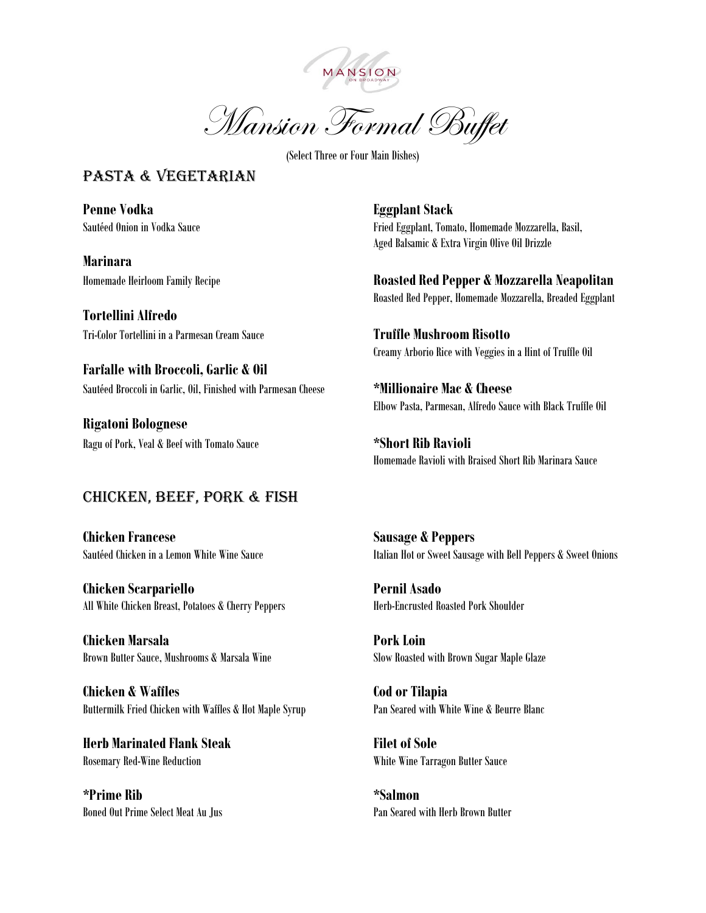MANSION
ON BROADWAY

# Mansion Formal Buffet

(Select Three or Four Main Dishes)

## PASTA & VEGETARIAN

**Penne Vodka**
Sautéed Onion in Vodka Sauce

**Marinara**
Homemade Heirloom Family Recipe

**Tortellini Alfredo**
Tri-Color Tortellini in a Parmesan Cream Sauce

**Farfalle with Broccoli, Garlic & Oil**
Sautéed Broccoli in Garlic, Oil, Finished with Parmesan Cheese

**Rigatoni Bolognese**
Ragu of Pork, Veal & Beef with Tomato Sauce

**Eggplant Stack**
Fried Eggplant, Tomato, Homemade Mozzarella, Basil, Aged Balsamic & Extra Virgin Olive Oil Drizzle

**Roasted Red Pepper & Mozzarella Neapolitan**
Roasted Red Pepper, Homemade Mozzarella, Breaded Eggplant

**Truffle Mushroom Risotto**
Creamy Arborio Rice with Veggies in a Hint of Truffle Oil

***Millionaire Mac & Cheese**
Elbow Pasta, Parmesan, Alfredo Sauce with Black Truffle Oil

***Short Rib Ravioli**
Homemade Ravioli with Braised Short Rib Marinara Sauce

## CHICKEN, BEEF, PORK & FISH

**Chicken Francese**
Sautéed Chicken in a Lemon White Wine Sauce

**Chicken Scarpariello**
All White Chicken Breast, Potatoes & Cherry Peppers

**Chicken Marsala**
Brown Butter Sauce, Mushrooms & Marsala Wine

**Chicken & Waffles**
Buttermilk Fried Chicken with Waffles & Hot Maple Syrup

**Herb Marinated Flank Steak**
Rosemary Red-Wine Reduction

***Prime Rib**
Boned Out Prime Select Meat Au Jus

**Sausage & Peppers**
Italian Hot or Sweet Sausage with Bell Peppers & Sweet Onions

**Pernil Asado**
Herb-Encrusted Roasted Pork Shoulder

**Pork Loin**
Slow Roasted with Brown Sugar Maple Glaze

**Cod or Tilapia**
Pan Seared with White Wine & Beurre Blanc

**Filet of Sole**
White Wine Tarragon Butter Sauce

***Salmon**
Pan Seared with Herb Brown Butter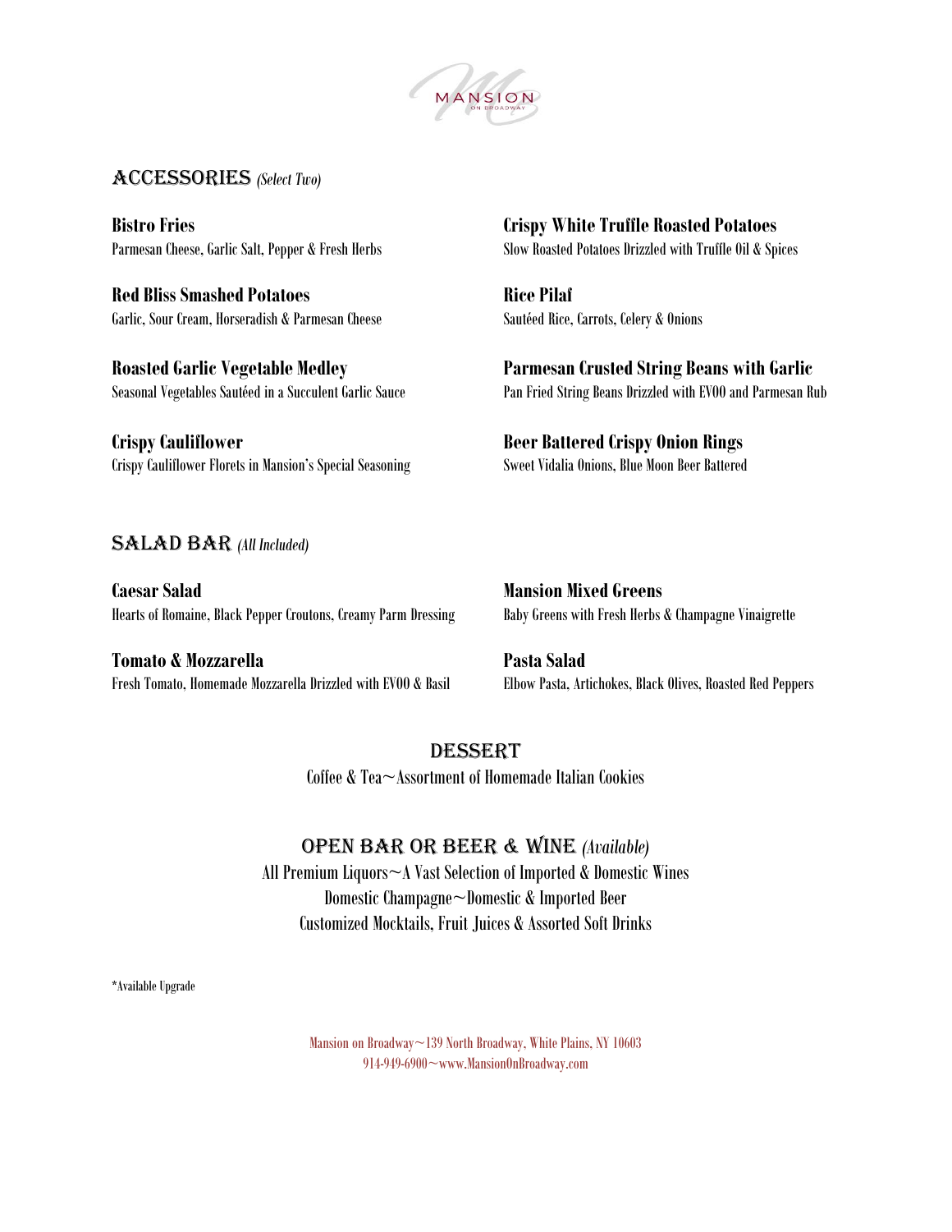## ACCESSORIES *(Select Two)*

**Bistro Fries**
Parmesan Cheese, Garlic Salt, Pepper & Fresh Herbs

**Crispy White Truffle Roasted Potatoes**
Slow Roasted Potatoes Drizzled with Truffle Oil & Spices

**Red Bliss Smashed Potatoes**
Garlic, Sour Cream, Horseradish & Parmesan Cheese

**Rice Pilaf**
Sautéed Rice, Carrots, Celery & Onions

**Roasted Garlic Vegetable Medley**
Seasonal Vegetables Sautéed in a Succulent Garlic Sauce

**Parmesan Crusted String Beans with Garlic**
Pan Fried String Beans Drizzled with EVOO and Parmesan Rub

**Crispy Cauliflower**
Crispy Cauliflower Florets in Mansion's Special Seasoning

**Beer Battered Crispy Onion Rings**
Sweet Vidalia Onions, Blue Moon Beer Battered

## SALAD BAR *(All Included)*

**Caesar Salad**
Hearts of Romaine, Black Pepper Croutons, Creamy Parm Dressing

**Mansion Mixed Greens**
Baby Greens with Fresh Herbs & Champagne Vinaigrette

**Tomato & Mozzarella**
Fresh Tomato, Homemade Mozzarella Drizzled with EVOO & Basil

**Pasta Salad**
Elbow Pasta, Artichokes, Black Olives, Roasted Red Peppers

## DESSERT

Coffee & Tea~Assortment of Homemade Italian Cookies

## OPEN BAR OR BEER & WINE *(Available)*

All Premium Liquors~A Vast Selection of Imported & Domestic Wines
Domestic Champagne~Domestic & Imported Beer
Customized Mocktails, Fruit Juices & Assorted Soft Drinks

*Available Upgrade

Mansion on Broadway~139 North Broadway, White Plains, NY 10603
914-949-6900~www.MansionOnBroadway.com